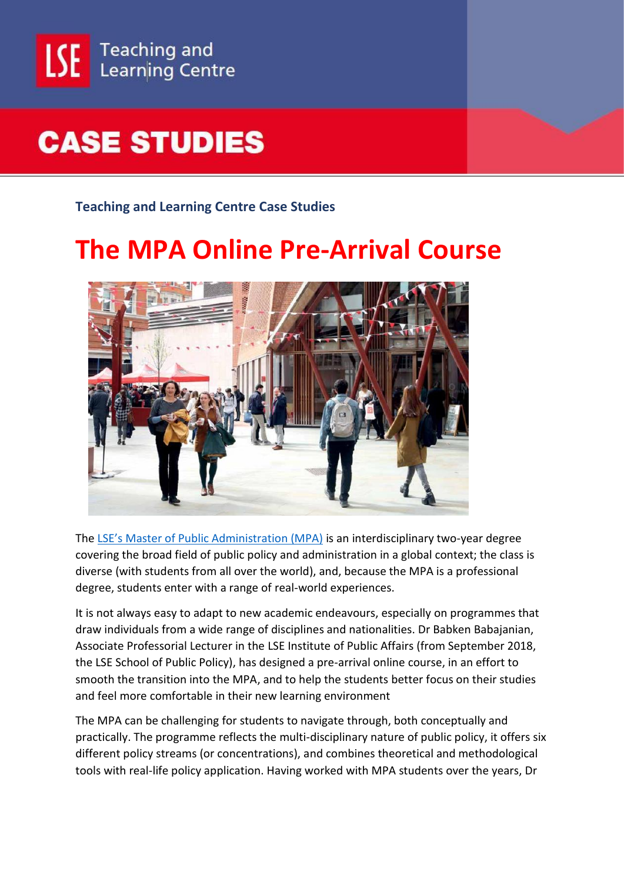# CASE STUDIES

**Teaching and Learning Centre Case Studies**

# The MPA Online Pre-Arrival Course

The LSE's Master of Public Administration (MPA) is an interdisciplinary two-year degree covering the broad field of public policy and administration in a global context; the class is diverse (with students from all over the world), and, because the MPA is a professional degree, students enter with a range of real-world experiences.

It is not always easy to adapt to new academic endeavours, especially on programmes that draw individuals from a wide range of disciplines and nationalities. Dr Babken Babajanian, Associate Professorial Lecturer in the LSE Institute of Public Affairs (from September 2018, the LSE School of Public Policy), has designed a pre-arrival online course, in an effort to smooth the transition into the MPA, and to help the students better focus on their studies and feel more comfortable in their new learning environment

The MPA can be challenging for students to navigate through, both conceptually and practically. The programme reflects the multi-disciplinary nature of public policy, it offers six different policy streams (or concentrations), and combines theoretical and methodological tools with real-life policy application. Having worked with MPA students over the years, Dr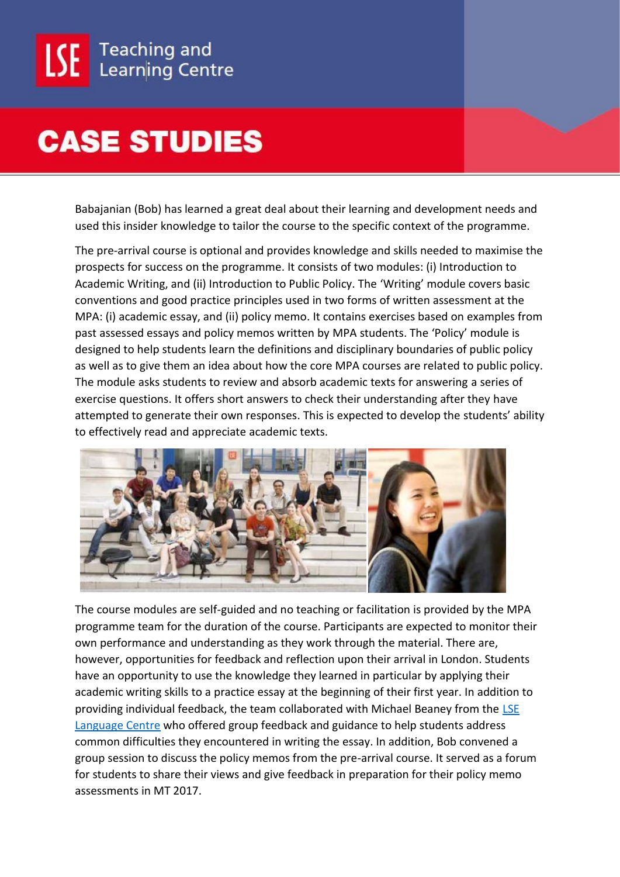Babajanian (Bob) has learned a great deal about their learning and development needs and used this insider knowledge to tailor the course to the specific context of the programme.

The pre-arrival course is optional and provides knowledge and skills needed to maximise the prospects for success on the programme. It consists of two modules: (i) Introduction to Academic Writing, and (ii) Introduction to Public Policy. The 'Writing' module covers basic conventions and good practice principles used in two forms of written assessment at the MPA: (i) academic essay, and (ii) policy memo. It contains exercises based on examples from past assessed essays and policy memos written by MPA students. The 'Policy' module is designed to help students learn the definitions and disciplinary boundaries of public policy as well as to give them an idea about how the core MPA courses are related to public policy. The module asks students to review and absorb academic texts for answering a series of exercise questions. It offers short answers to check their understanding after they have attempted to generate their own responses. This is expected to develop the students' ability to effectively read and appreciate academic texts.

The course modules are self-guided and no teaching or facilitation is provided by the MPA programme team for the duration of the course. Participants are expected to monitor their own performance and understanding as they work through the material. There are, however, opportunities for feedback and reflection upon their arrival in London. Students have an opportunity to use the knowledge they learned in particular by applying their academic writing skills to a practice essay at the beginning of their first year. In addition to providing individual feedback, the team collaborated with Michael Beaney from the LSE Language Centre who offered group feedback and guidance to help students address common difficulties they encountered in writing the essay. In addition, Bob convened a group session to discuss the policy memos from the pre-arrival course. It served as a forum for students to share their views and give feedback in preparation for their policy memo assessments in MT 2017.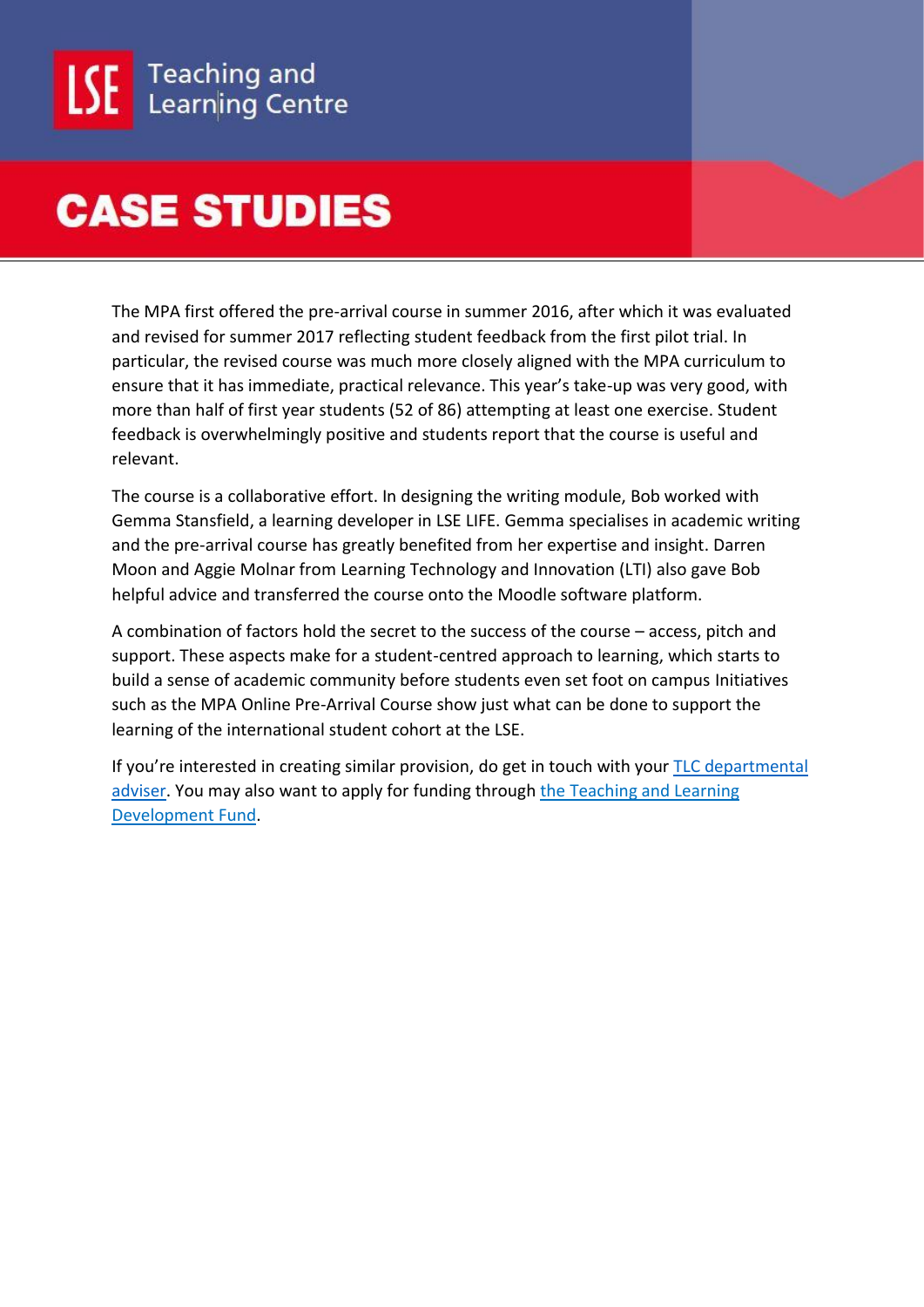The MPA first offered the pre-arrival course in summer 2016, after which it was evaluated and revised for summer 2017 reflecting student feedback from the first pilot trial. In particular, the revised course was much more closely aligned with the MPA curriculum to ensure that it has immediate, practical relevance. This year's take-up was very good, with more than half of first year students (52 of 86) attempting at least one exercise. Student feedback is overwhelmingly positive and students report that the course is useful and relevant.

The course is a collaborative effort. In designing the writing module, Bob worked with Gemma Stansfield, a learning developer in LSE LIFE. Gemma specialises in academic writing and the pre-arrival course has greatly benefited from her expertise and insight. Darren Moon and Aggie Molnar from Learning Technology and Innovation (LTI) also gave Bob helpful advice and transferred the course onto the Moodle software platform.

A combination of factors hold the secret to the success of the course – access, pitch and support. These aspects make for a student-centred approach to learning, which starts to build a sense of academic community before students even set foot on campus Initiatives such as the MPA Online Pre-Arrival Course show just what can be done to support the learning of the international student cohort at the LSE.

If you're interested in creating similar provision, do get in touch with your TLC departmental adviser. You may also want to apply for funding through the Teaching and Learning Development Fund.